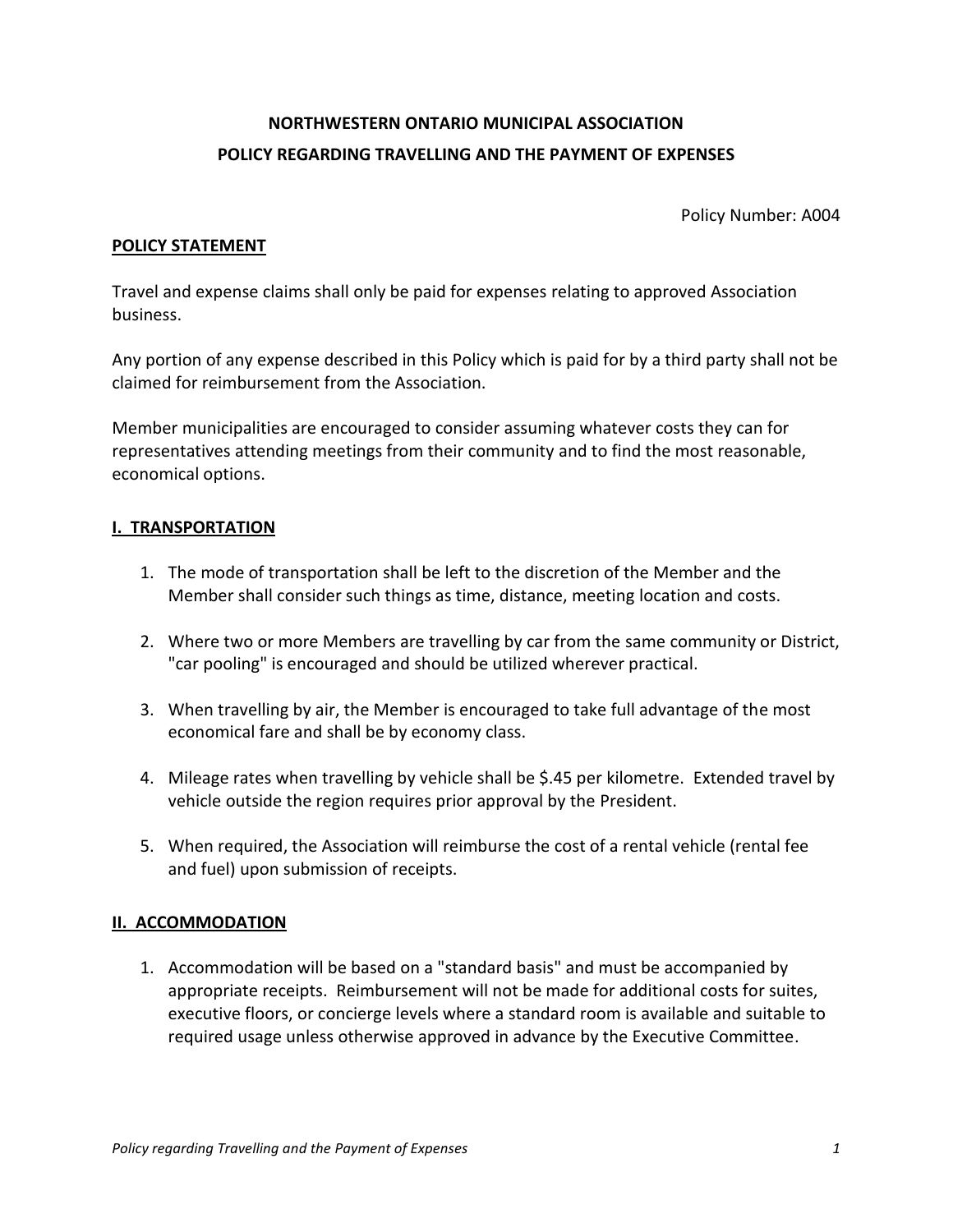# NORTHWESTERN ONTARIO MUNICIPAL ASSOCIATION

## POLICY REGARDING TRAVELLING AND THE PAYMENT OF EXPENSES

Policy Number: A004

**POLICY STATEMENT**

Travel and expense claims shall only be paid for expenses relating to approved Association business.

Any portion of any expense described in this Policy which is paid for by a third party shall not be claimed for reimbursement from the Association.

Member municipalities are encouraged to consider assuming whatever costs they can for representatives attending meetings from their community and to find the most reasonable, economical options.

**I. TRANSPORTATION**

1. The mode of transportation shall be left to the discretion of the Member and the Member shall consider such things as time, distance, meeting location and costs.
2. Where two or more Members are travelling by car from the same community or District, "car pooling" is encouraged and should be utilized wherever practical.
3. When travelling by air, the Member is encouraged to take full advantage of the most economical fare and shall be by economy class.
4. Mileage rates when travelling by vehicle shall be $.45 per kilometre. Extended travel by vehicle outside the region requires prior approval by the President.
5. When required, the Association will reimburse the cost of a rental vehicle (rental fee and fuel) upon submission of receipts.

**II. ACCOMMODATION**

1. Accommodation will be based on a "standard basis" and must be accompanied by appropriate receipts. Reimbursement will not be made for additional costs for suites, executive floors, or concierge levels where a standard room is available and suitable to required usage unless otherwise approved in advance by the Executive Committee.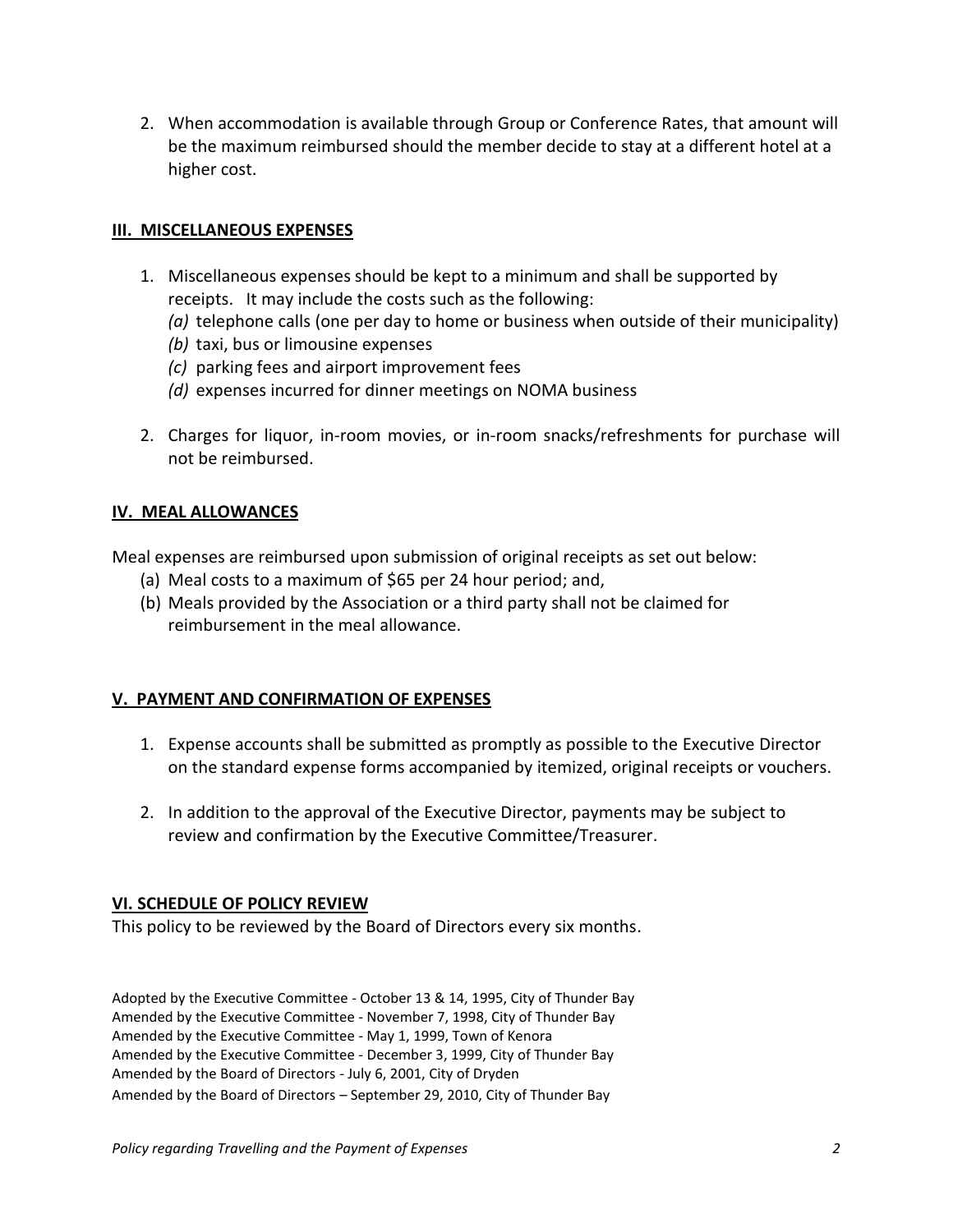2. When accommodation is available through Group or Conference Rates, that amount will be the maximum reimbursed should the member decide to stay at a different hotel at a higher cost.

## III. MISCELLANEOUS EXPENSES

1. Miscellaneous expenses should be kept to a minimum and shall be supported by receipts. It may include the costs such as the following:
   *(a)* telephone calls (one per day to home or business when outside of their municipality)
   *(b)* taxi, bus or limousine expenses
   *(c)* parking fees and airport improvement fees
   *(d)* expenses incurred for dinner meetings on NOMA business

2. Charges for liquor, in-room movies, or in-room snacks/refreshments for purchase will not be reimbursed.

## IV. MEAL ALLOWANCES

Meal expenses are reimbursed upon submission of original receipts as set out below:

(a) Meal costs to a maximum of $65 per 24 hour period; and,
(b) Meals provided by the Association or a third party shall not be claimed for reimbursement in the meal allowance.

## V. PAYMENT AND CONFIRMATION OF EXPENSES

1. Expense accounts shall be submitted as promptly as possible to the Executive Director on the standard expense forms accompanied by itemized, original receipts or vouchers.

2. In addition to the approval of the Executive Director, payments may be subject to review and confirmation by the Executive Committee/Treasurer.

## VI. SCHEDULE OF POLICY REVIEW

This policy to be reviewed by the Board of Directors every six months.

Adopted by the Executive Committee - October 13 & 14, 1995, City of Thunder Bay
Amended by the Executive Committee - November 7, 1998, City of Thunder Bay
Amended by the Executive Committee - May 1, 1999, Town of Kenora
Amended by the Executive Committee - December 3, 1999, City of Thunder Bay
Amended by the Board of Directors - July 6, 2001, City of Dryden
Amended by the Board of Directors – September 29, 2010, City of Thunder Bay